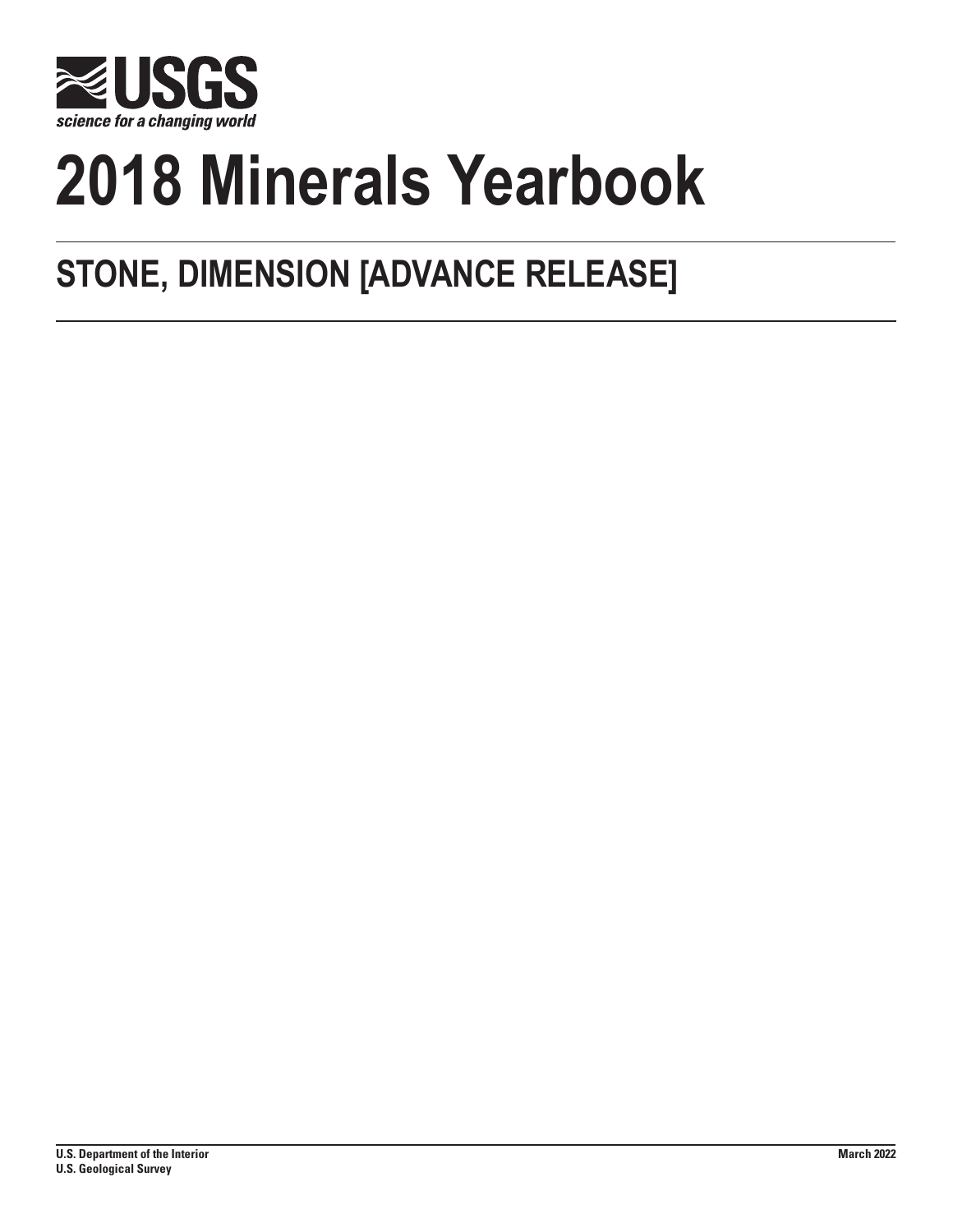USGS

science for a changing world

# 2018 Minerals Yearbook

## STONE, DIMENSION [ADVANCE RELEASE]

U.S. Department of the Interior
U.S. Geological Survey

March 2022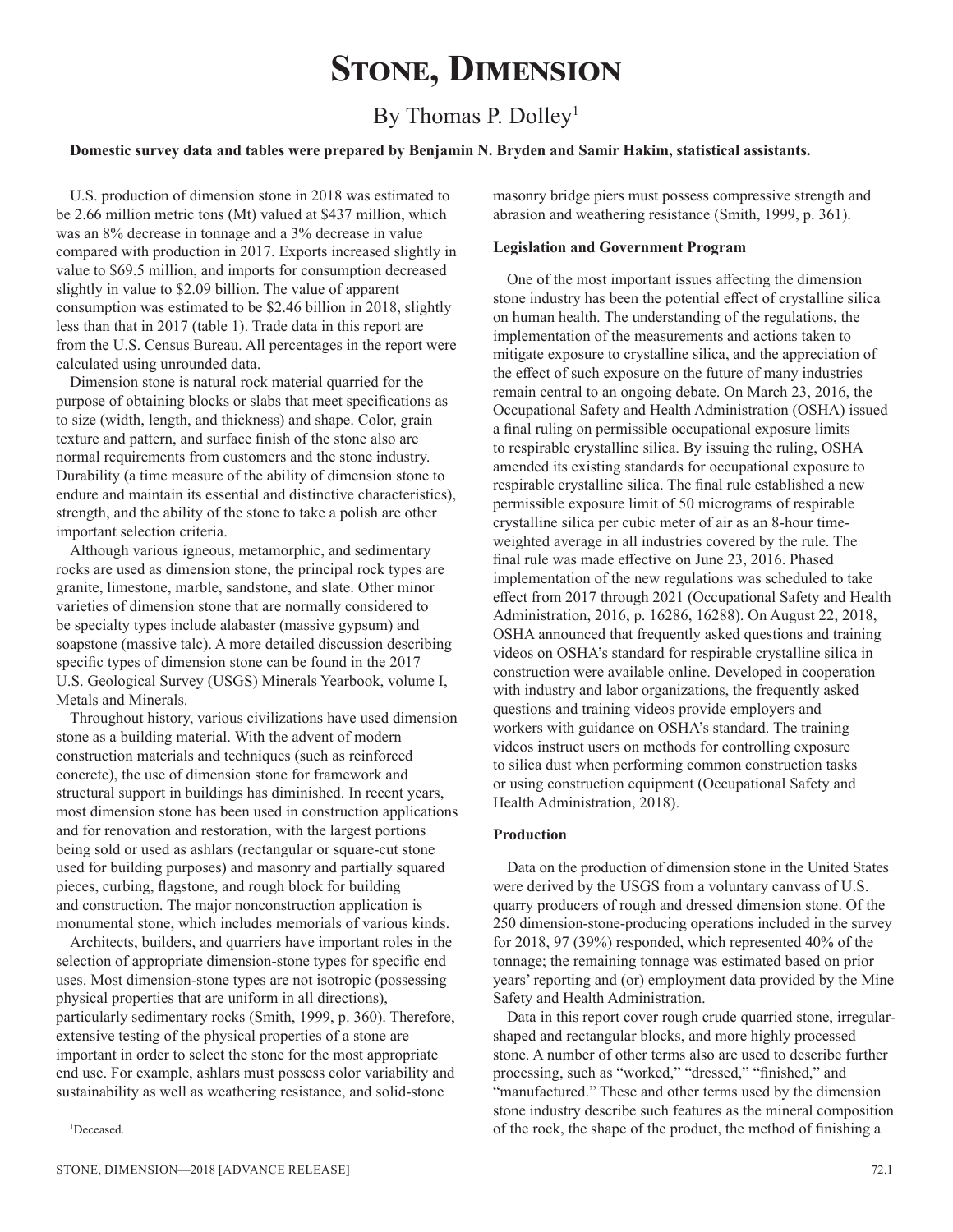# Stone, Dimension

By Thomas P. Dolley[1]

**Domestic survey data and tables were prepared by Benjamin N. Bryden and Samir Hakim, statistical assistants.**

U.S. production of dimension stone in 2018 was estimated to be 2.66 million metric tons (Mt) valued at $437 million, which was an 8% decrease in tonnage and a 3% decrease in value compared with production in 2017. Exports increased slightly in value to $69.5 million, and imports for consumption decreased slightly in value to $2.09 billion. The value of apparent consumption was estimated to be $2.46 billion in 2018, slightly less than that in 2017 (table 1). Trade data in this report are from the U.S. Census Bureau. All percentages in the report were calculated using unrounded data.

Dimension stone is natural rock material quarried for the purpose of obtaining blocks or slabs that meet specifications as to size (width, length, and thickness) and shape. Color, grain texture and pattern, and surface finish of the stone also are normal requirements from customers and the stone industry. Durability (a time measure of the ability of dimension stone to endure and maintain its essential and distinctive characteristics), strength, and the ability of the stone to take a polish are other important selection criteria.

Although various igneous, metamorphic, and sedimentary rocks are used as dimension stone, the principal rock types are granite, limestone, marble, sandstone, and slate. Other minor varieties of dimension stone that are normally considered to be specialty types include alabaster (massive gypsum) and soapstone (massive talc). A more detailed discussion describing specific types of dimension stone can be found in the 2017 U.S. Geological Survey (USGS) Minerals Yearbook, volume I, Metals and Minerals.

Throughout history, various civilizations have used dimension stone as a building material. With the advent of modern construction materials and techniques (such as reinforced concrete), the use of dimension stone for framework and structural support in buildings has diminished. In recent years, most dimension stone has been used in construction applications and for renovation and restoration, with the largest portions being sold or used as ashlars (rectangular or square-cut stone used for building purposes) and masonry and partially squared pieces, curbing, flagstone, and rough block for building and construction. The major nonconstruction application is monumental stone, which includes memorials of various kinds.

Architects, builders, and quarriers have important roles in the selection of appropriate dimension-stone types for specific end uses. Most dimension-stone types are not isotropic (possessing physical properties that are uniform in all directions), particularly sedimentary rocks (Smith, 1999, p. 360). Therefore, extensive testing of the physical properties of a stone are important in order to select the stone for the most appropriate end use. For example, ashlars must possess color variability and sustainability as well as weathering resistance, and solid-stone masonry bridge piers must possess compressive strength and abrasion and weathering resistance (Smith, 1999, p. 361).

[1]Deceased.

### Legislation and Government Program

One of the most important issues affecting the dimension stone industry has been the potential effect of crystalline silica on human health. The understanding of the regulations, the implementation of the measurements and actions taken to mitigate exposure to crystalline silica, and the appreciation of the effect of such exposure on the future of many industries remain central to an ongoing debate. On March 23, 2016, the Occupational Safety and Health Administration (OSHA) issued a final ruling on permissible occupational exposure limits to respirable crystalline silica. By issuing the ruling, OSHA amended its existing standards for occupational exposure to respirable crystalline silica. The final rule established a new permissible exposure limit of 50 micrograms of respirable crystalline silica per cubic meter of air as an 8-hour time-weighted average in all industries covered by the rule. The final rule was made effective on June 23, 2016. Phased implementation of the new regulations was scheduled to take effect from 2017 through 2021 (Occupational Safety and Health Administration, 2016, p. 16286, 16288). On August 22, 2018, OSHA announced that frequently asked questions and training videos on OSHA's standard for respirable crystalline silica in construction were available online. Developed in cooperation with industry and labor organizations, the frequently asked questions and training videos provide employers and workers with guidance on OSHA's standard. The training videos instruct users on methods for controlling exposure to silica dust when performing common construction tasks or using construction equipment (Occupational Safety and Health Administration, 2018).

### Production

Data on the production of dimension stone in the United States were derived by the USGS from a voluntary canvass of U.S. quarry producers of rough and dressed dimension stone. Of the 250 dimension-stone-producing operations included in the survey for 2018, 97 (39%) responded, which represented 40% of the tonnage; the remaining tonnage was estimated based on prior years' reporting and (or) employment data provided by the Mine Safety and Health Administration.

Data in this report cover rough crude quarried stone, irregular-shaped and rectangular blocks, and more highly processed stone. A number of other terms also are used to describe further processing, such as "worked," "dressed," "finished," and "manufactured." These and other terms used by the dimension stone industry describe such features as the mineral composition of the rock, the shape of the product, the method of finishing a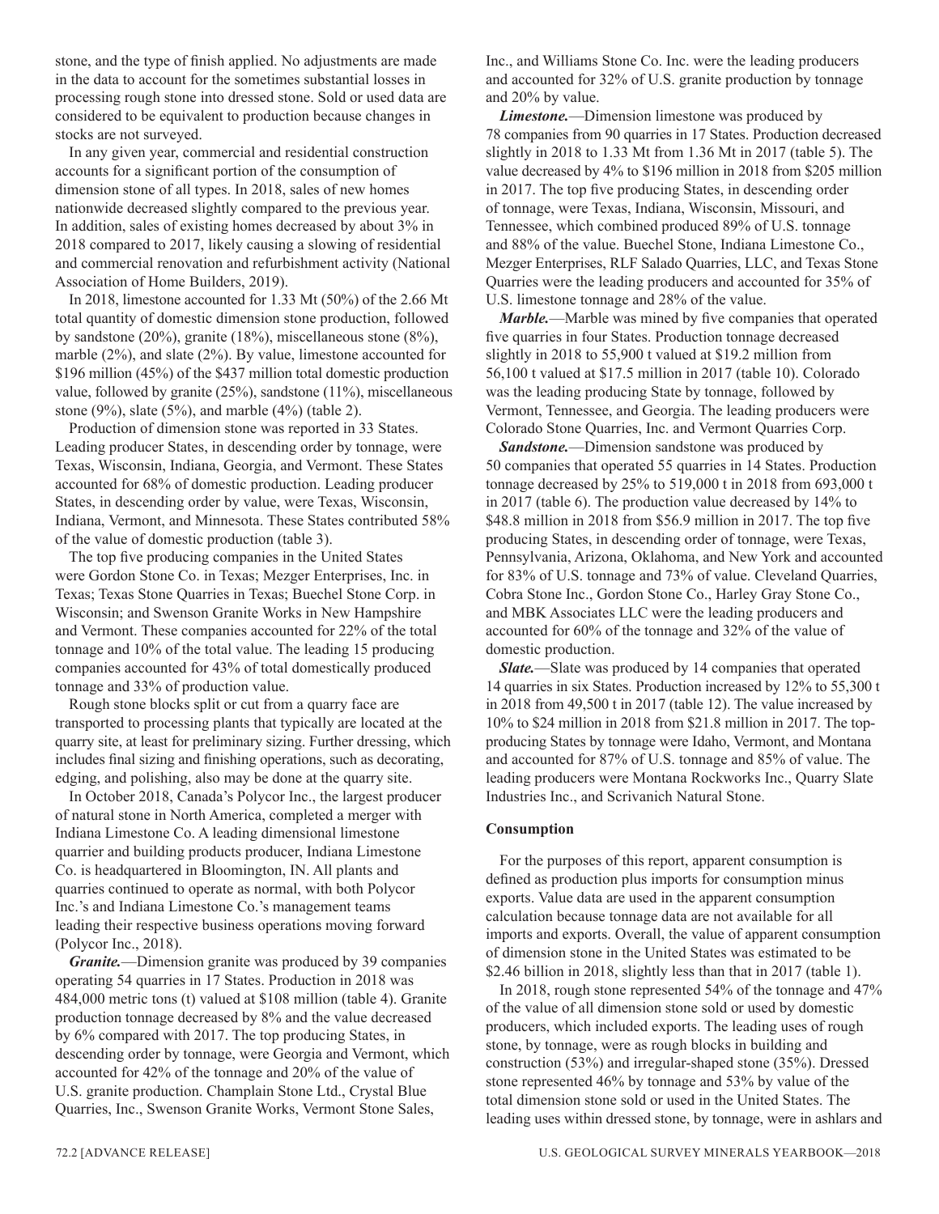stone, and the type of finish applied. No adjustments are made in the data to account for the sometimes substantial losses in processing rough stone into dressed stone. Sold or used data are considered to be equivalent to production because changes in stocks are not surveyed.

In any given year, commercial and residential construction accounts for a significant portion of the consumption of dimension stone of all types. In 2018, sales of new homes nationwide decreased slightly compared to the previous year. In addition, sales of existing homes decreased by about 3% in 2018 compared to 2017, likely causing a slowing of residential and commercial renovation and refurbishment activity (National Association of Home Builders, 2019).

In 2018, limestone accounted for 1.33 Mt (50%) of the 2.66 Mt total quantity of domestic dimension stone production, followed by sandstone (20%), granite (18%), miscellaneous stone (8%), marble (2%), and slate (2%). By value, limestone accounted for $196 million (45%) of the $437 million total domestic production value, followed by granite (25%), sandstone (11%), miscellaneous stone (9%), slate (5%), and marble (4%) (table 2).

Production of dimension stone was reported in 33 States. Leading producer States, in descending order by tonnage, were Texas, Wisconsin, Indiana, Georgia, and Vermont. These States accounted for 68% of domestic production. Leading producer States, in descending order by value, were Texas, Wisconsin, Indiana, Vermont, and Minnesota. These States contributed 58% of the value of domestic production (table 3).

The top five producing companies in the United States were Gordon Stone Co. in Texas; Mezger Enterprises, Inc. in Texas; Texas Stone Quarries in Texas; Buechel Stone Corp. in Wisconsin; and Swenson Granite Works in New Hampshire and Vermont. These companies accounted for 22% of the total tonnage and 10% of the total value. The leading 15 producing companies accounted for 43% of total domestically produced tonnage and 33% of production value.

Rough stone blocks split or cut from a quarry face are transported to processing plants that typically are located at the quarry site, at least for preliminary sizing. Further dressing, which includes final sizing and finishing operations, such as decorating, edging, and polishing, also may be done at the quarry site.

In October 2018, Canada's Polycor Inc., the largest producer of natural stone in North America, completed a merger with Indiana Limestone Co. A leading dimensional limestone quarrier and building products producer, Indiana Limestone Co. is headquartered in Bloomington, IN. All plants and quarries continued to operate as normal, with both Polycor Inc.'s and Indiana Limestone Co.'s management teams leading their respective business operations moving forward (Polycor Inc., 2018).

***Granite.***—Dimension granite was produced by 39 companies operating 54 quarries in 17 States. Production in 2018 was 484,000 metric tons (t) valued at $108 million (table 4). Granite production tonnage decreased by 8% and the value decreased by 6% compared with 2017. The top producing States, in descending order by tonnage, were Georgia and Vermont, which accounted for 42% of the tonnage and 20% of the value of U.S. granite production. Champlain Stone Ltd., Crystal Blue Quarries, Inc., Swenson Granite Works, Vermont Stone Sales, Inc., and Williams Stone Co. Inc. were the leading producers and accounted for 32% of U.S. granite production by tonnage and 20% by value.

***Limestone.***—Dimension limestone was produced by 78 companies from 90 quarries in 17 States. Production decreased slightly in 2018 to 1.33 Mt from 1.36 Mt in 2017 (table 5). The value decreased by 4% to $196 million in 2018 from $205 million in 2017. The top five producing States, in descending order of tonnage, were Texas, Indiana, Wisconsin, Missouri, and Tennessee, which combined produced 89% of U.S. tonnage and 88% of the value. Buechel Stone, Indiana Limestone Co., Mezger Enterprises, RLF Salado Quarries, LLC, and Texas Stone Quarries were the leading producers and accounted for 35% of U.S. limestone tonnage and 28% of the value.

***Marble.***—Marble was mined by five companies that operated five quarries in four States. Production tonnage decreased slightly in 2018 to 55,900 t valued at $19.2 million from 56,100 t valued at $17.5 million in 2017 (table 10). Colorado was the leading producing State by tonnage, followed by Vermont, Tennessee, and Georgia. The leading producers were Colorado Stone Quarries, Inc. and Vermont Quarries Corp.

***Sandstone.***—Dimension sandstone was produced by 50 companies that operated 55 quarries in 14 States. Production tonnage decreased by 25% to 519,000 t in 2018 from 693,000 t in 2017 (table 6). The production value decreased by 14% to $48.8 million in 2018 from $56.9 million in 2017. The top five producing States, in descending order of tonnage, were Texas, Pennsylvania, Arizona, Oklahoma, and New York and accounted for 83% of U.S. tonnage and 73% of value. Cleveland Quarries, Cobra Stone Inc., Gordon Stone Co., Harley Gray Stone Co., and MBK Associates LLC were the leading producers and accounted for 60% of the tonnage and 32% of the value of domestic production.

***Slate.***—Slate was produced by 14 companies that operated 14 quarries in six States. Production increased by 12% to 55,300 t in 2018 from 49,500 t in 2017 (table 12). The value increased by 10% to $24 million in 2018 from $21.8 million in 2017. The top-producing States by tonnage were Idaho, Vermont, and Montana and accounted for 87% of U.S. tonnage and 85% of value. The leading producers were Montana Rockworks Inc., Quarry Slate Industries Inc., and Scrivanich Natural Stone.

### Consumption

For the purposes of this report, apparent consumption is defined as production plus imports for consumption minus exports. Value data are used in the apparent consumption calculation because tonnage data are not available for all imports and exports. Overall, the value of apparent consumption of dimension stone in the United States was estimated to be $2.46 billion in 2018, slightly less than that in 2017 (table 1).

In 2018, rough stone represented 54% of the tonnage and 47% of the value of all dimension stone sold or used by domestic producers, which included exports. The leading uses of rough stone, by tonnage, were as rough blocks in building and construction (53%) and irregular-shaped stone (35%). Dressed stone represented 46% by tonnage and 53% by value of the total dimension stone sold or used in the United States. The leading uses within dressed stone, by tonnage, were in ashlars and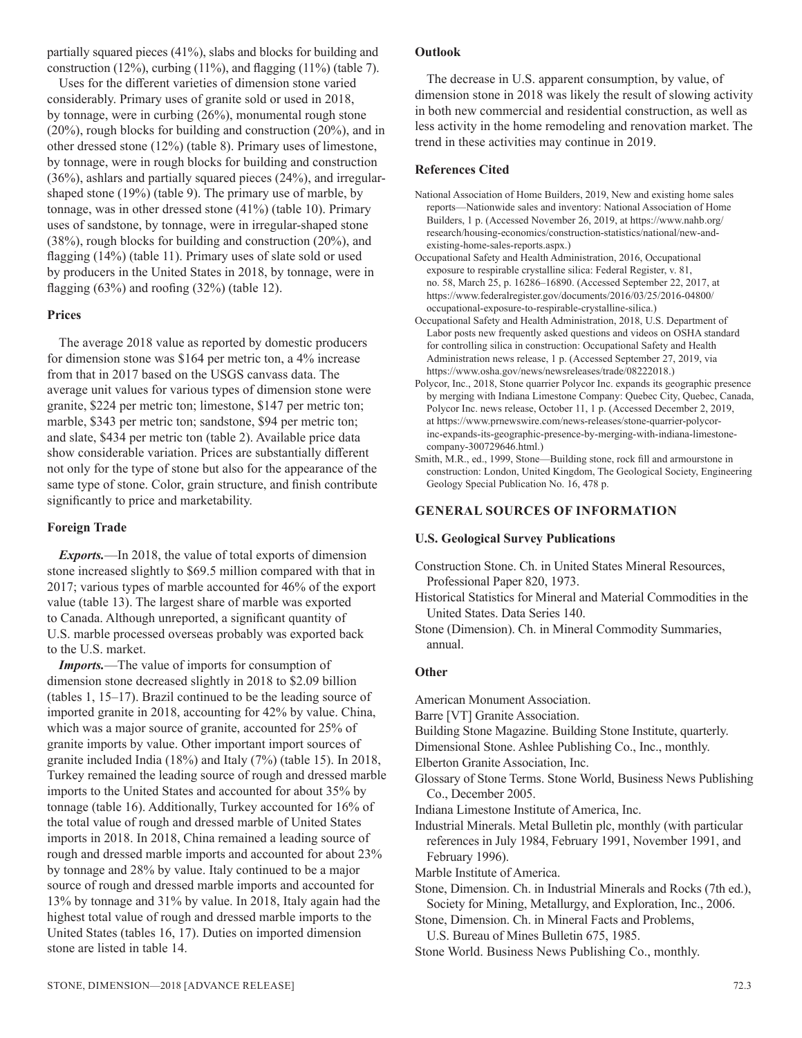partially squared pieces (41%), slabs and blocks for building and construction (12%), curbing (11%), and flagging (11%) (table 7).

Uses for the different varieties of dimension stone varied considerably. Primary uses of granite sold or used in 2018, by tonnage, were in curbing (26%), monumental rough stone (20%), rough blocks for building and construction (20%), and in other dressed stone (12%) (table 8). Primary uses of limestone, by tonnage, were in rough blocks for building and construction (36%), ashlars and partially squared pieces (24%), and irregular-shaped stone (19%) (table 9). The primary use of marble, by tonnage, was in other dressed stone (41%) (table 10). Primary uses of sandstone, by tonnage, were in irregular-shaped stone (38%), rough blocks for building and construction (20%), and flagging (14%) (table 11). Primary uses of slate sold or used by producers in the United States in 2018, by tonnage, were in flagging (63%) and roofing (32%) (table 12).

### Prices

The average 2018 value as reported by domestic producers for dimension stone was $164 per metric ton, a 4% increase from that in 2017 based on the USGS canvass data. The average unit values for various types of dimension stone were granite, $224 per metric ton; limestone, $147 per metric ton; marble, $343 per metric ton; sandstone, $94 per metric ton; and slate, $434 per metric ton (table 2). Available price data show considerable variation. Prices are substantially different not only for the type of stone but also for the appearance of the same type of stone. Color, grain structure, and finish contribute significantly to price and marketability.

### Foreign Trade

***Exports.***—In 2018, the value of total exports of dimension stone increased slightly to $69.5 million compared with that in 2017; various types of marble accounted for 46% of the export value (table 13). The largest share of marble was exported to Canada. Although unreported, a significant quantity of U.S. marble processed overseas probably was exported back to the U.S. market.

***Imports.***—The value of imports for consumption of dimension stone decreased slightly in 2018 to $2.09 billion (tables 1, 15–17). Brazil continued to be the leading source of imported granite in 2018, accounting for 42% by value. China, which was a major source of granite, accounted for 25% of granite imports by value. Other important import sources of granite included India (18%) and Italy (7%) (table 15). In 2018, Turkey remained the leading source of rough and dressed marble imports to the United States and accounted for about 35% by tonnage (table 16). Additionally, Turkey accounted for 16% of the total value of rough and dressed marble of United States imports in 2018. In 2018, China remained a leading source of rough and dressed marble imports and accounted for about 23% by tonnage and 28% by value. Italy continued to be a major source of rough and dressed marble imports and accounted for 13% by tonnage and 31% by value. In 2018, Italy again had the highest total value of rough and dressed marble imports to the United States (tables 16, 17). Duties on imported dimension stone are listed in table 14.

### Outlook

The decrease in U.S. apparent consumption, by value, of dimension stone in 2018 was likely the result of slowing activity in both new commercial and residential construction, as well as less activity in the home remodeling and renovation market. The trend in these activities may continue in 2019.

### References Cited

National Association of Home Builders, 2019, New and existing home sales reports—Nationwide sales and inventory: National Association of Home Builders, 1 p. (Accessed November 26, 2019, at https://www.nahb.org/research/housing-economics/construction-statistics/national/new-and-existing-home-sales-reports.aspx.)

Occupational Safety and Health Administration, 2016, Occupational exposure to respirable crystalline silica: Federal Register, v. 81, no. 58, March 25, p. 16286–16890. (Accessed September 22, 2017, at https://www.federalregister.gov/documents/2016/03/25/2016-04800/occupational-exposure-to-respirable-crystalline-silica.)

Occupational Safety and Health Administration, 2018, U.S. Department of Labor posts new frequently asked questions and videos on OSHA standard for controlling silica in construction: Occupational Safety and Health Administration news release, 1 p. (Accessed September 27, 2019, via https://www.osha.gov/news/newsreleases/trade/08222018.)

Polycor, Inc., 2018, Stone quarrier Polycor Inc. expands its geographic presence by merging with Indiana Limestone Company: Quebec City, Quebec, Canada, Polycor Inc. news release, October 11, 1 p. (Accessed December 2, 2019, at https://www.prnewswire.com/news-releases/stone-quarrier-polycor-inc-expands-its-geographic-presence-by-merging-with-indiana-limestone-company-300729646.html.)

Smith, M.R., ed., 1999, Stone—Building stone, rock fill and armourstone in construction: London, United Kingdom, The Geological Society, Engineering Geology Special Publication No. 16, 478 p.

## GENERAL SOURCES OF INFORMATION

### U.S. Geological Survey Publications

Construction Stone. Ch. in United States Mineral Resources, Professional Paper 820, 1973.

Historical Statistics for Mineral and Material Commodities in the United States. Data Series 140.

Stone (Dimension). Ch. in Mineral Commodity Summaries, annual.

### Other

American Monument Association.

Barre [VT] Granite Association.

Building Stone Magazine. Building Stone Institute, quarterly.

Dimensional Stone. Ashlee Publishing Co., Inc., monthly.

Elberton Granite Association, Inc.

Glossary of Stone Terms. Stone World, Business News Publishing Co., December 2005.

Indiana Limestone Institute of America, Inc.

Industrial Minerals. Metal Bulletin plc, monthly (with particular references in July 1984, February 1991, November 1991, and February 1996).

Marble Institute of America.

Stone, Dimension. Ch. in Industrial Minerals and Rocks (7th ed.), Society for Mining, Metallurgy, and Exploration, Inc., 2006.

Stone, Dimension. Ch. in Mineral Facts and Problems, U.S. Bureau of Mines Bulletin 675, 1985.

Stone World. Business News Publishing Co., monthly.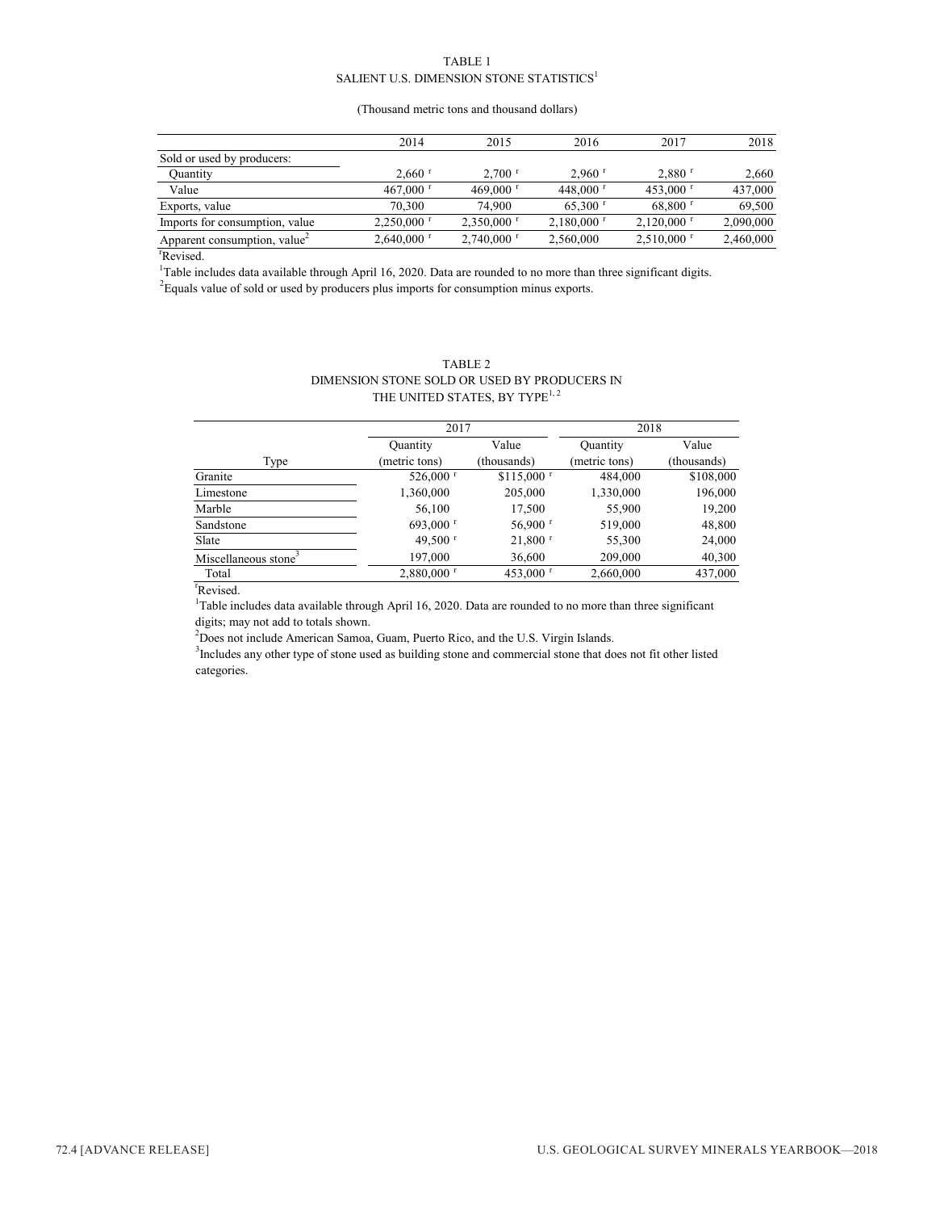TABLE 1
SALIENT U.S. DIMENSION STONE STATISTICS[1]

(Thousand metric tons and thousand dollars)

| | 2014 | 2015 | 2016 | 2017 | 2018 |
|---|---|---|---|---|---|
| Sold or used by producers: | | | | | |
| Quantity | 2,660 r | 2,700 r | 2,960 r | 2,880 r | 2,660 |
| Value | 467,000 r | 469,000 r | 448,000 r | 453,000 r | 437,000 |
| Exports, value | 70,300 | 74,900 | 65,300 r | 68,800 r | 69,500 |
| Imports for consumption, value | 2,250,000 r | 2,350,000 r | 2,180,000 r | 2,120,000 r | 2,090,000 |
| Apparent consumption, value[2] | 2,640,000 r | 2,740,000 r | 2,560,000 | 2,510,000 r | 2,460,000 |

rRevised.

[1]Table includes data available through April 16, 2020. Data are rounded to no more than three significant digits.

[2]Equals value of sold or used by producers plus imports for consumption minus exports.

TABLE 2
DIMENSION STONE SOLD OR USED BY PRODUCERS IN THE UNITED STATES, BY TYPE[1, 2]

| | 2017 | | 2018 | |
|---|---|---|---|---|
| | Quantity | Value | Quantity | Value |
| Type | (metric tons) | (thousands) | (metric tons) | (thousands) |
| Granite | 526,000 r | $115,000 r | 484,000 | $108,000 |
| Limestone | 1,360,000 | 205,000 | 1,330,000 | 196,000 |
| Marble | 56,100 | 17,500 | 55,900 | 19,200 |
| Sandstone | 693,000 r | 56,900 r | 519,000 | 48,800 |
| Slate | 49,500 r | 21,800 r | 55,300 | 24,000 |
| Miscellaneous stone[3] | 197,000 | 36,600 | 209,000 | 40,300 |
| Total | 2,880,000 r | 453,000 r | 2,660,000 | 437,000 |

rRevised.

[1]Table includes data available through April 16, 2020. Data are rounded to no more than three significant digits; may not add to totals shown.

[2]Does not include American Samoa, Guam, Puerto Rico, and the U.S. Virgin Islands.

[3]Includes any other type of stone used as building stone and commercial stone that does not fit other listed categories.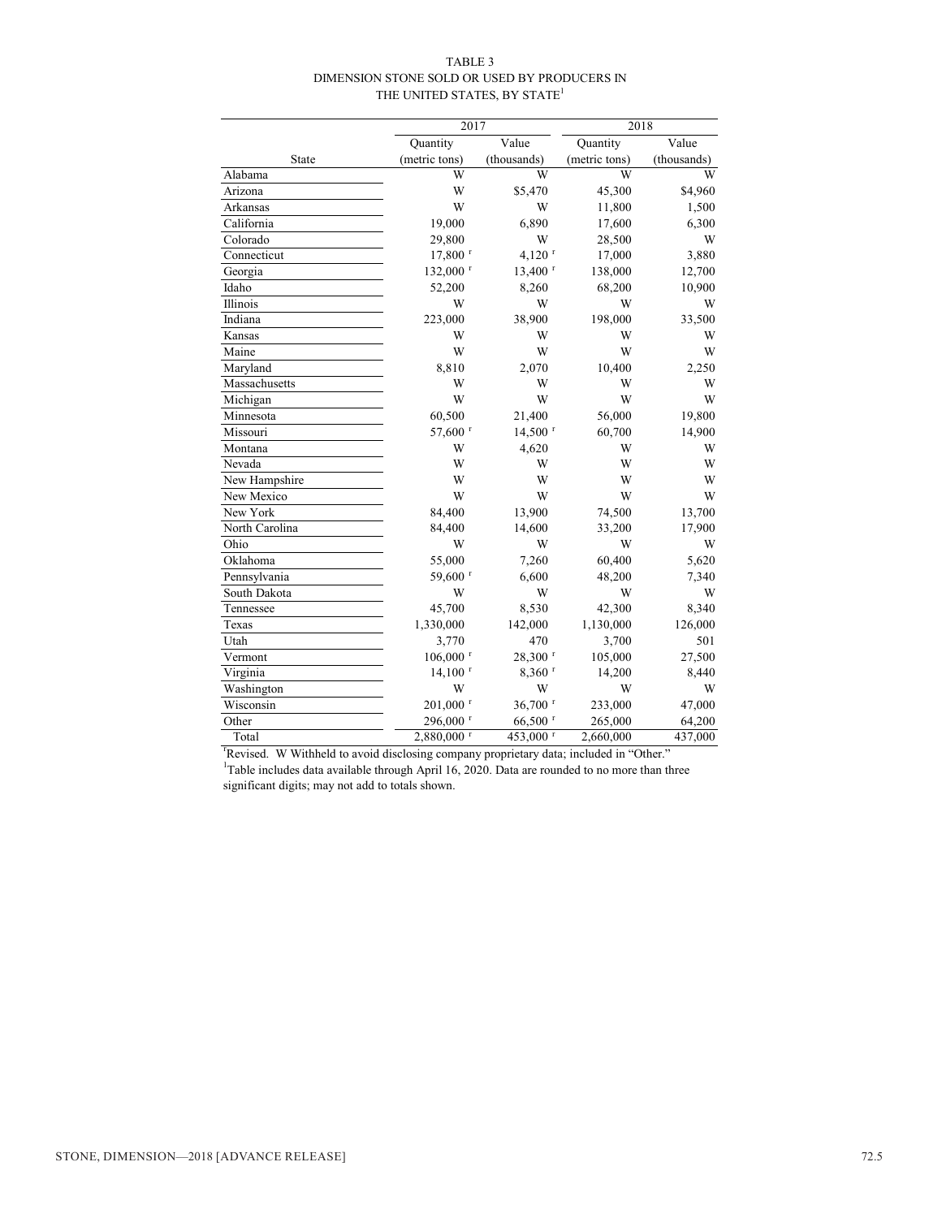TABLE 3
DIMENSION STONE SOLD OR USED BY PRODUCERS IN
THE UNITED STATES, BY STATE[1]

| | 2017 | | 2018 | |
|---|---|---|---|---|
| State | Quantity (metric tons) | Value (thousands) | Quantity (metric tons) | Value (thousands) |
| Alabama | W | W | W | W |
| Arizona | W | $5,470 | 45,300 | $4,960 |
| Arkansas | W | W | 11,800 | 1,500 |
| California | 19,000 | 6,890 | 17,600 | 6,300 |
| Colorado | 29,800 | W | 28,500 | W |
| Connecticut | 17,800 r | 4,120 r | 17,000 | 3,880 |
| Georgia | 132,000 r | 13,400 r | 138,000 | 12,700 |
| Idaho | 52,200 | 8,260 | 68,200 | 10,900 |
| Illinois | W | W | W | W |
| Indiana | 223,000 | 38,900 | 198,000 | 33,500 |
| Kansas | W | W | W | W |
| Maine | W | W | W | W |
| Maryland | 8,810 | 2,070 | 10,400 | 2,250 |
| Massachusetts | W | W | W | W |
| Michigan | W | W | W | W |
| Minnesota | 60,500 | 21,400 | 56,000 | 19,800 |
| Missouri | 57,600 r | 14,500 r | 60,700 | 14,900 |
| Montana | W | 4,620 | W | W |
| Nevada | W | W | W | W |
| New Hampshire | W | W | W | W |
| New Mexico | W | W | W | W |
| New York | 84,400 | 13,900 | 74,500 | 13,700 |
| North Carolina | 84,400 | 14,600 | 33,200 | 17,900 |
| Ohio | W | W | W | W |
| Oklahoma | 55,000 | 7,260 | 60,400 | 5,620 |
| Pennsylvania | 59,600 r | 6,600 | 48,200 | 7,340 |
| South Dakota | W | W | W | W |
| Tennessee | 45,700 | 8,530 | 42,300 | 8,340 |
| Texas | 1,330,000 | 142,000 | 1,130,000 | 126,000 |
| Utah | 3,770 | 470 | 3,700 | 501 |
| Vermont | 106,000 r | 28,300 r | 105,000 | 27,500 |
| Virginia | 14,100 r | 8,360 r | 14,200 | 8,440 |
| Washington | W | W | W | W |
| Wisconsin | 201,000 r | 36,700 r | 233,000 | 47,000 |
| Other | 296,000 r | 66,500 r | 265,000 | 64,200 |
| Total | 2,880,000 r | 453,000 r | 2,660,000 | 437,000 |

r Revised. W Withheld to avoid disclosing company proprietary data; included in "Other."
[1]Table includes data available through April 16, 2020. Data are rounded to no more than three significant digits; may not add to totals shown.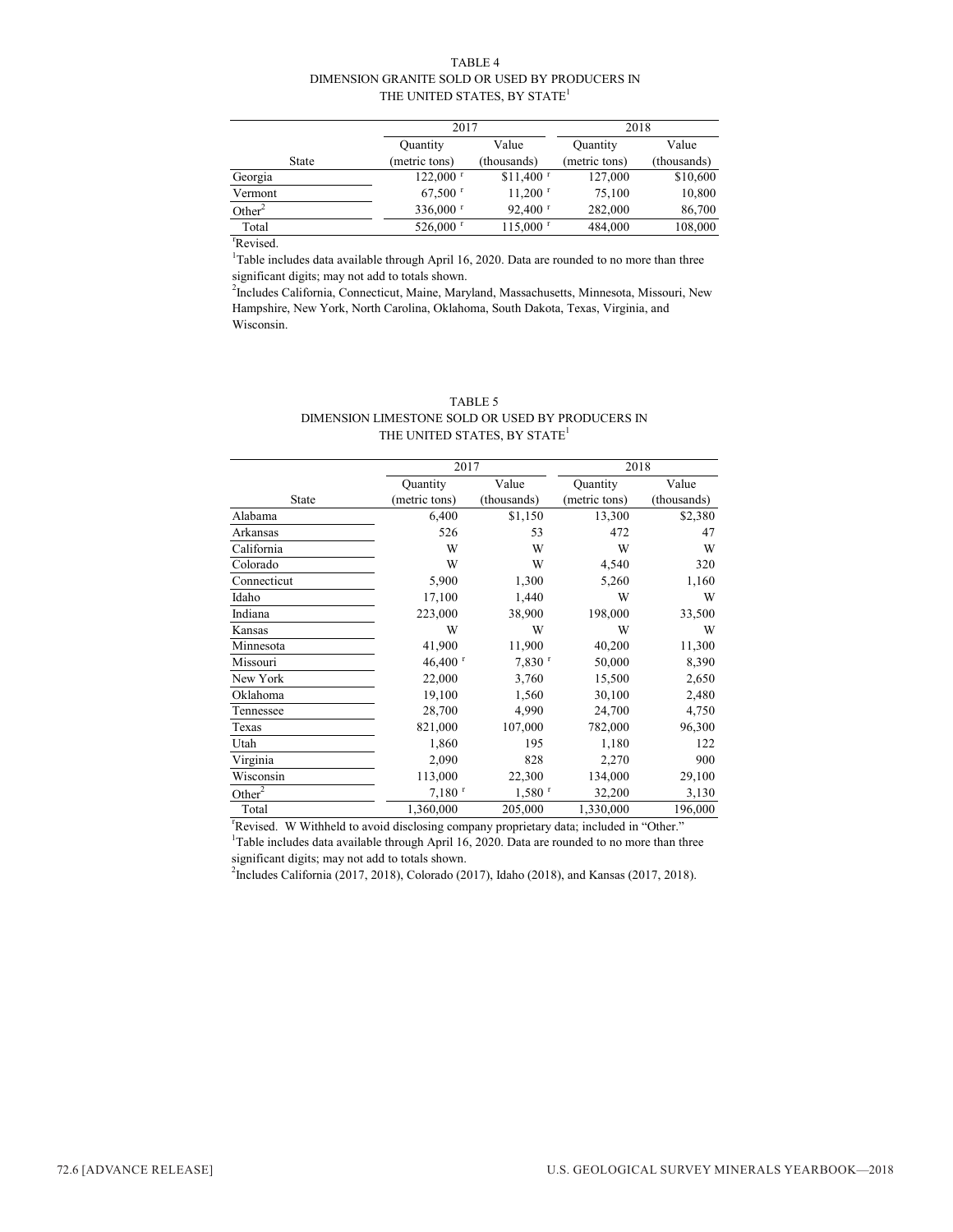TABLE 4
DIMENSION GRANITE SOLD OR USED BY PRODUCERS IN THE UNITED STATES, BY STATE[1]

| | 2017 | | 2018 | |
|---|---|---|---|---|
| | Quantity | Value | Quantity | Value |
| State | (metric tons) | (thousands) | (metric tons) | (thousands) |
| Georgia | 122,000 r | $11,400 r | 127,000 | $10,600 |
| Vermont | 67,500 r | 11,200 r | 75,100 | 10,800 |
| Other[2] | 336,000 r | 92,400 r | 282,000 | 86,700 |
| Total | 526,000 r | 115,000 r | 484,000 | 108,000 |

r Revised.

[1] Table includes data available through April 16, 2020. Data are rounded to no more than three significant digits; may not add to totals shown.

[2] Includes California, Connecticut, Maine, Maryland, Massachusetts, Minnesota, Missouri, New Hampshire, New York, North Carolina, Oklahoma, South Dakota, Texas, Virginia, and Wisconsin.

TABLE 5
DIMENSION LIMESTONE SOLD OR USED BY PRODUCERS IN THE UNITED STATES, BY STATE[1]

| | 2017 | | 2018 | |
|---|---|---|---|---|
| | Quantity | Value | Quantity | Value |
| State | (metric tons) | (thousands) | (metric tons) | (thousands) |
| Alabama | 6,400 | $1,150 | 13,300 | $2,380 |
| Arkansas | 526 | 53 | 472 | 47 |
| California | W | W | W | W |
| Colorado | W | W | 4,540 | 320 |
| Connecticut | 5,900 | 1,300 | 5,260 | 1,160 |
| Idaho | 17,100 | 1,440 | W | W |
| Indiana | 223,000 | 38,900 | 198,000 | 33,500 |
| Kansas | W | W | W | W |
| Minnesota | 41,900 | 11,900 | 40,200 | 11,300 |
| Missouri | 46,400 r | 7,830 r | 50,000 | 8,390 |
| New York | 22,000 | 3,760 | 15,500 | 2,650 |
| Oklahoma | 19,100 | 1,560 | 30,100 | 2,480 |
| Tennessee | 28,700 | 4,990 | 24,700 | 4,750 |
| Texas | 821,000 | 107,000 | 782,000 | 96,300 |
| Utah | 1,860 | 195 | 1,180 | 122 |
| Virginia | 2,090 | 828 | 2,270 | 900 |
| Wisconsin | 113,000 | 22,300 | 134,000 | 29,100 |
| Other[2] | 7,180 r | 1,580 r | 32,200 | 3,130 |
| Total | 1,360,000 | 205,000 | 1,330,000 | 196,000 |

r Revised. W Withheld to avoid disclosing company proprietary data; included in "Other."

[1] Table includes data available through April 16, 2020. Data are rounded to no more than three significant digits; may not add to totals shown.

[2] Includes California (2017, 2018), Colorado (2017), Idaho (2018), and Kansas (2017, 2018).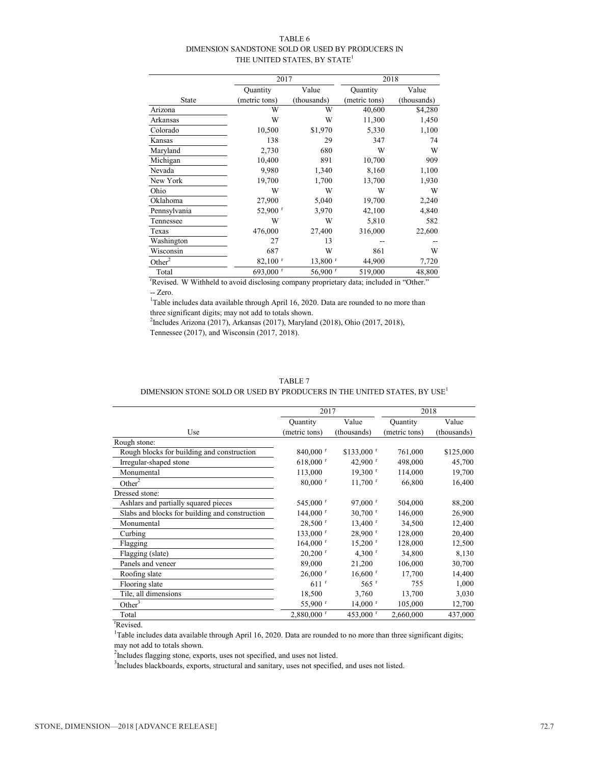TABLE 6
DIMENSION SANDSTONE SOLD OR USED BY PRODUCERS IN THE UNITED STATES, BY STATE[1]

| State | 2017 | | 2018 | |
|---|---|---|---|---|
| | Quantity (metric tons) | Value (thousands) | Quantity (metric tons) | Value (thousands) |
| Arizona | W | W | 40,600 | $4,280 |
| Arkansas | W | W | 11,300 | 1,450 |
| Colorado | 10,500 | $1,970 | 5,330 | 1,100 |
| Kansas | 138 | 29 | 347 | 74 |
| Maryland | 2,730 | 680 | W | W |
| Michigan | 10,400 | 891 | 10,700 | 909 |
| Nevada | 9,980 | 1,340 | 8,160 | 1,100 |
| New York | 19,700 | 1,700 | 13,700 | 1,930 |
| Ohio | W | W | W | W |
| Oklahoma | 27,900 | 5,040 | 19,700 | 2,240 |
| Pennsylvania | 52,900 r | 3,970 | 42,100 | 4,840 |
| Tennessee | W | W | 5,810 | 582 |
| Texas | 476,000 | 27,400 | 316,000 | 22,600 |
| Washington | 27 | 13 | -- | -- |
| Wisconsin | 687 | W | 861 | W |
| Other[2] | 82,100 r | 13,800 r | 44,900 | 7,720 |
| Total | 693,000 r | 56,900 r | 519,000 | 48,800 |

rRevised. W Withheld to avoid disclosing company proprietary data; included in "Other." -- Zero.

[1]Table includes data available through April 16, 2020. Data are rounded to no more than three significant digits; may not add to totals shown.

[2]Includes Arizona (2017), Arkansas (2017), Maryland (2018), Ohio (2017, 2018), Tennessee (2017), and Wisconsin (2017, 2018).

TABLE 7
DIMENSION STONE SOLD OR USED BY PRODUCERS IN THE UNITED STATES, BY USE[1]

| Use | 2017 | | 2018 | |
|---|---|---|---|---|
| | Quantity (metric tons) | Value (thousands) | Quantity (metric tons) | Value (thousands) |
| Rough stone: | | | | |
| Rough blocks for building and construction | 840,000 r | $133,000 r | 761,000 | $125,000 |
| Irregular-shaped stone | 618,000 r | 42,900 r | 498,000 | 45,700 |
| Monumental | 113,000 | 19,300 r | 114,000 | 19,700 |
| Other[2] | 80,000 r | 11,700 r | 66,800 | 16,400 |
| Dressed stone: | | | | |
| Ashlars and partially squared pieces | 545,000 r | 97,000 r | 504,000 | 88,200 |
| Slabs and blocks for building and construction | 144,000 r | 30,700 r | 146,000 | 26,900 |
| Monumental | 28,500 r | 13,400 r | 34,500 | 12,400 |
| Curbing | 133,000 r | 28,900 r | 128,000 | 20,400 |
| Flagging | 164,000 r | 15,200 r | 128,000 | 12,500 |
| Flagging (slate) | 20,200 r | 4,300 r | 34,800 | 8,130 |
| Panels and veneer | 89,000 | 21,200 | 106,000 | 30,700 |
| Roofing slate | 26,000 r | 16,600 r | 17,700 | 14,400 |
| Flooring slate | 611 r | 565 r | 755 | 1,000 |
| Tile, all dimensions | 18,500 | 3,760 | 13,700 | 3,030 |
| Other[3] | 55,900 r | 14,000 r | 105,000 | 12,700 |
| Total | 2,880,000 r | 453,000 r | 2,660,000 | 437,000 |

rRevised.

[1]Table includes data available through April 16, 2020. Data are rounded to no more than three significant digits; may not add to totals shown.

[2]Includes flagging stone, exports, uses not specified, and uses not listed.

[3]Includes blackboards, exports, structural and sanitary, uses not specified, and uses not listed.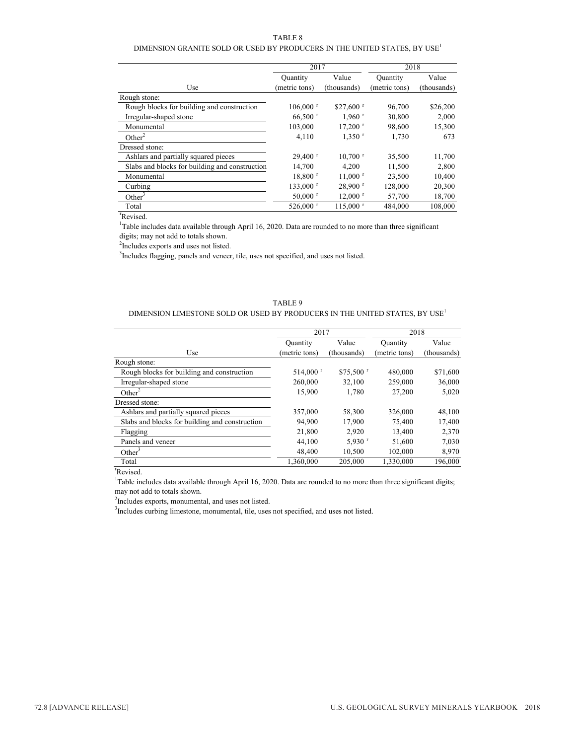TABLE 8

DIMENSION GRANITE SOLD OR USED BY PRODUCERS IN THE UNITED STATES, BY USE[1]

| | 2017 | | 2018 | |
|---|---|---|---|---|
| Use | Quantity (metric tons) | Value (thousands) | Quantity (metric tons) | Value (thousands) |
| Rough stone: | | | | |
| Rough blocks for building and construction | 106,000 r | $27,600 r | 96,700 | $26,200 |
| Irregular-shaped stone | 66,500 r | 1,960 r | 30,800 | 2,000 |
| Monumental | 103,000 | 17,200 r | 98,600 | 15,300 |
| Other[2] | 4,110 | 1,350 r | 1,730 | 673 |
| Dressed stone: | | | | |
| Ashlars and partially squared pieces | 29,400 r | 10,700 r | 35,500 | 11,700 |
| Slabs and blocks for building and construction | 14,700 | 4,200 | 11,500 | 2,800 |
| Monumental | 18,800 r | 11,000 r | 23,500 | 10,400 |
| Curbing | 133,000 r | 28,900 r | 128,000 | 20,300 |
| Other[3] | 50,000 r | 12,000 r | 57,700 | 18,700 |
| Total | 526,000 r | 115,000 r | 484,000 | 108,000 |

rRevised.

[1]Table includes data available through April 16, 2020. Data are rounded to no more than three significant digits; may not add to totals shown.

[2]Includes exports and uses not listed.

[3]Includes flagging, panels and veneer, tile, uses not specified, and uses not listed.

TABLE 9

DIMENSION LIMESTONE SOLD OR USED BY PRODUCERS IN THE UNITED STATES, BY USE[1]

| | 2017 | | 2018 | |
|---|---|---|---|---|
| Use | Quantity (metric tons) | Value (thousands) | Quantity (metric tons) | Value (thousands) |
| Rough stone: | | | | |
| Rough blocks for building and construction | 514,000 r | $75,500 r | 480,000 | $71,600 |
| Irregular-shaped stone | 260,000 | 32,100 | 259,000 | 36,000 |
| Other[2] | 15,900 | 1,780 | 27,200 | 5,020 |
| Dressed stone: | | | | |
| Ashlars and partially squared pieces | 357,000 | 58,300 | 326,000 | 48,100 |
| Slabs and blocks for building and construction | 94,900 | 17,900 | 75,400 | 17,400 |
| Flagging | 21,800 | 2,920 | 13,400 | 2,370 |
| Panels and veneer | 44,100 | 5,930 r | 51,600 | 7,030 |
| Other[3] | 48,400 | 10,500 | 102,000 | 8,970 |
| Total | 1,360,000 | 205,000 | 1,330,000 | 196,000 |

rRevised.

[1]Table includes data available through April 16, 2020. Data are rounded to no more than three significant digits; may not add to totals shown.

[2]Includes exports, monumental, and uses not listed.

[3]Includes curbing limestone, monumental, tile, uses not specified, and uses not listed.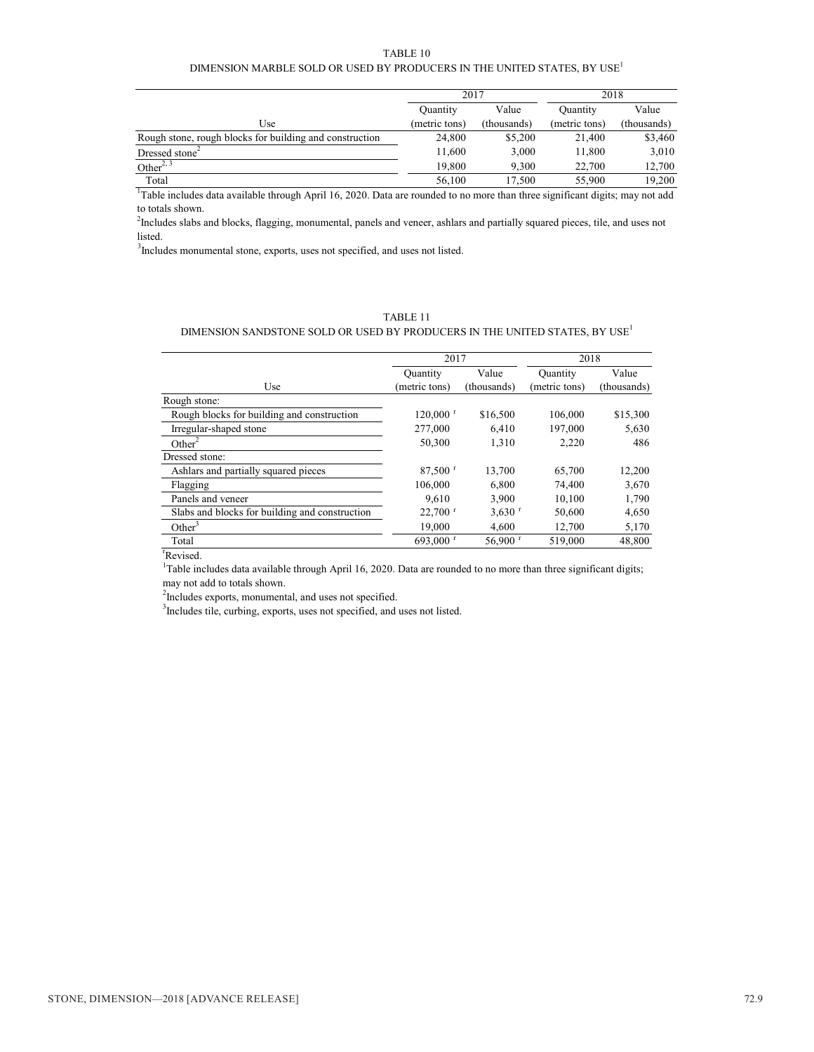TABLE 10

DIMENSION MARBLE SOLD OR USED BY PRODUCERS IN THE UNITED STATES, BY USE[1]

| | 2017 | | 2018 | |
|---|---|---|---|---|
| | Quantity | Value | Quantity | Value |
| Use | (metric tons) | (thousands) | (metric tons) | (thousands) |
| Rough stone, rough blocks for building and construction | 24,800 | $5,200 | 21,400 | $3,460 |
| Dressed stone[2] | 11,600 | 3,000 | 11,800 | 3,010 |
| Other[2, 3] | 19,800 | 9,300 | 22,700 | 12,700 |
| Total | 56,100 | 17,500 | 55,900 | 19,200 |

[1]Table includes data available through April 16, 2020. Data are rounded to no more than three significant digits; may not add to totals shown.

[2]Includes slabs and blocks, flagging, monumental, panels and veneer, ashlars and partially squared pieces, tile, and uses not listed.

[3]Includes monumental stone, exports, uses not specified, and uses not listed.

TABLE 11

DIMENSION SANDSTONE SOLD OR USED BY PRODUCERS IN THE UNITED STATES, BY USE[1]

| | 2017 | | 2018 | |
|---|---|---|---|---|
| | Quantity | Value | Quantity | Value |
| Use | (metric tons) | (thousands) | (metric tons) | (thousands) |
| Rough stone: | | | | |
| Rough blocks for building and construction | 120,000 r | $16,500 | 106,000 | $15,300 |
| Irregular-shaped stone | 277,000 | 6,410 | 197,000 | 5,630 |
| Other[2] | 50,300 | 1,310 | 2,220 | 486 |
| Dressed stone: | | | | |
| Ashlars and partially squared pieces | 87,500 r | 13,700 | 65,700 | 12,200 |
| Flagging | 106,000 | 6,800 | 74,400 | 3,670 |
| Panels and veneer | 9,610 | 3,900 | 10,100 | 1,790 |
| Slabs and blocks for building and construction | 22,700 r | 3,630 r | 50,600 | 4,650 |
| Other[3] | 19,000 | 4,600 | 12,700 | 5,170 |
| Total | 693,000 r | 56,900 r | 519,000 | 48,800 |

[r]Revised.

[1]Table includes data available through April 16, 2020. Data are rounded to no more than three significant digits; may not add to totals shown.

[2]Includes exports, monumental, and uses not specified.

[3]Includes tile, curbing, exports, uses not specified, and uses not listed.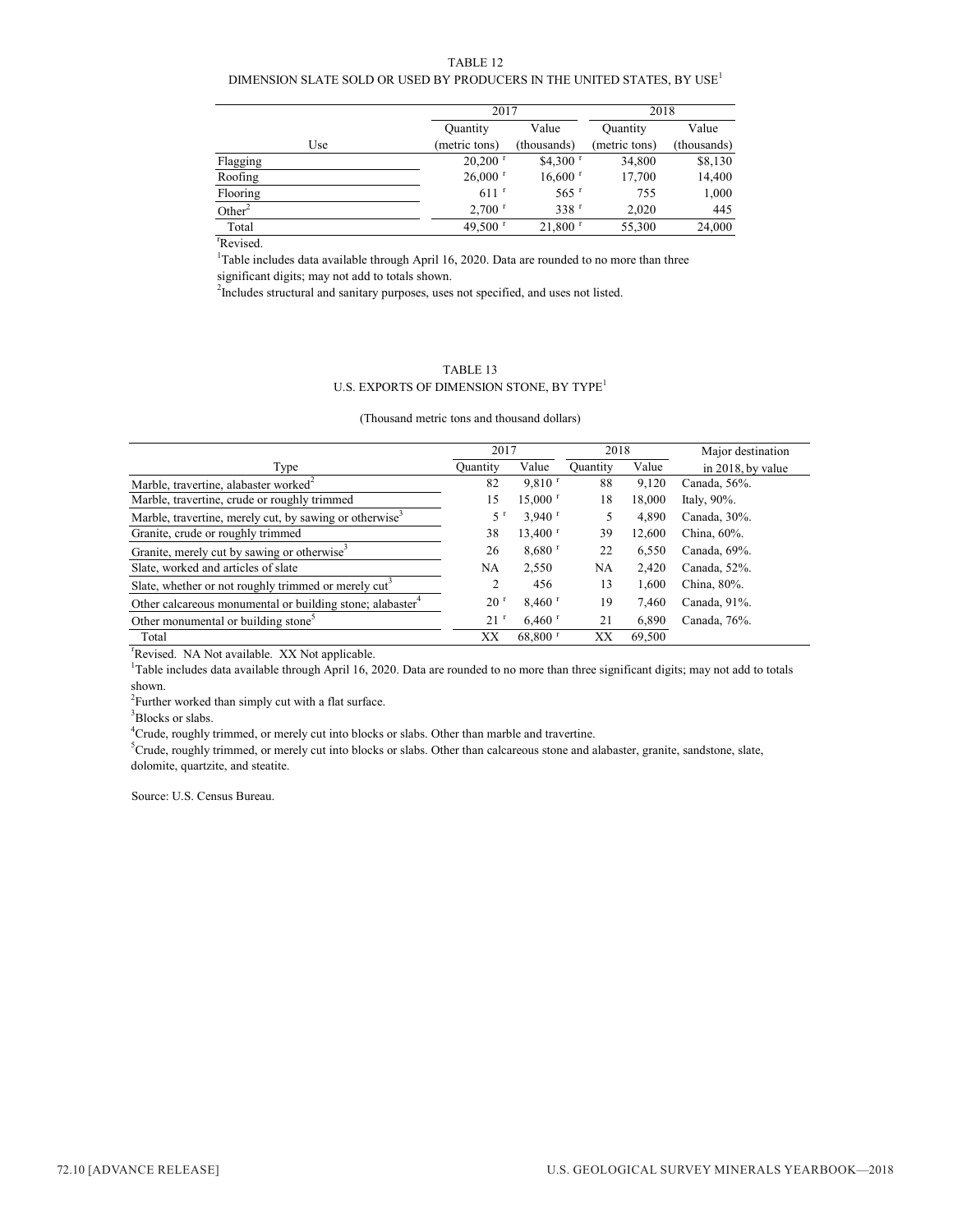TABLE 12
DIMENSION SLATE SOLD OR USED BY PRODUCERS IN THE UNITED STATES, BY USE[1]

| Use | 2017 | | 2018 | |
|---|---|---|---|---|
| | Quantity (metric tons) | Value (thousands) | Quantity (metric tons) | Value (thousands) |
| Flagging | 20,200 r | $4,300 r | 34,800 | $8,130 |
| Roofing | 26,000 r | 16,600 r | 17,700 | 14,400 |
| Flooring | 611 r | 565 r | 755 | 1,000 |
| Other[2] | 2,700 r | 338 r | 2,020 | 445 |
| Total | 49,500 r | 21,800 r | 55,300 | 24,000 |

r Revised.
[1]Table includes data available through April 16, 2020. Data are rounded to no more than three significant digits; may not add to totals shown.
[2]Includes structural and sanitary purposes, uses not specified, and uses not listed.

TABLE 13
U.S. EXPORTS OF DIMENSION STONE, BY TYPE[1]

(Thousand metric tons and thousand dollars)

| Type | 2017 | | 2018 | | Major destination in 2018, by value |
|---|---|---|---|---|---|
| | Quantity | Value | Quantity | Value | |
| Marble, travertine, alabaster worked[2] | 82 | 9,810 r | 88 | 9,120 | Canada, 56%. |
| Marble, travertine, crude or roughly trimmed | 15 | 15,000 r | 18 | 18,000 | Italy, 90%. |
| Marble, travertine, merely cut, by sawing or otherwise[3] | 5 r | 3,940 r | 5 | 4,890 | Canada, 30%. |
| Granite, crude or roughly trimmed | 38 | 13,400 r | 39 | 12,600 | China, 60%. |
| Granite, merely cut by sawing or otherwise[3] | 26 | 8,680 r | 22 | 6,550 | Canada, 69%. |
| Slate, worked and articles of slate | NA | 2,550 | NA | 2,420 | Canada, 52%. |
| Slate, whether or not roughly trimmed or merely cut[3] | 2 | 456 | 13 | 1,600 | China, 80%. |
| Other calcareous monumental or building stone; alabaster[4] | 20 r | 8,460 r | 19 | 7,460 | Canada, 91%. |
| Other monumental or building stone[5] | 21 r | 6,460 r | 21 | 6,890 | Canada, 76%. |
| Total | XX | 68,800 r | XX | 69,500 | |

r Revised. NA Not available. XX Not applicable.
[1]Table includes data available through April 16, 2020. Data are rounded to no more than three significant digits; may not add to totals shown.
[2]Further worked than simply cut with a flat surface.
[3]Blocks or slabs.
[4]Crude, roughly trimmed, or merely cut into blocks or slabs. Other than marble and travertine.
[5]Crude, roughly trimmed, or merely cut into blocks or slabs. Other than calcareous stone and alabaster, granite, sandstone, slate, dolomite, quartzite, and steatite.

Source: U.S. Census Bureau.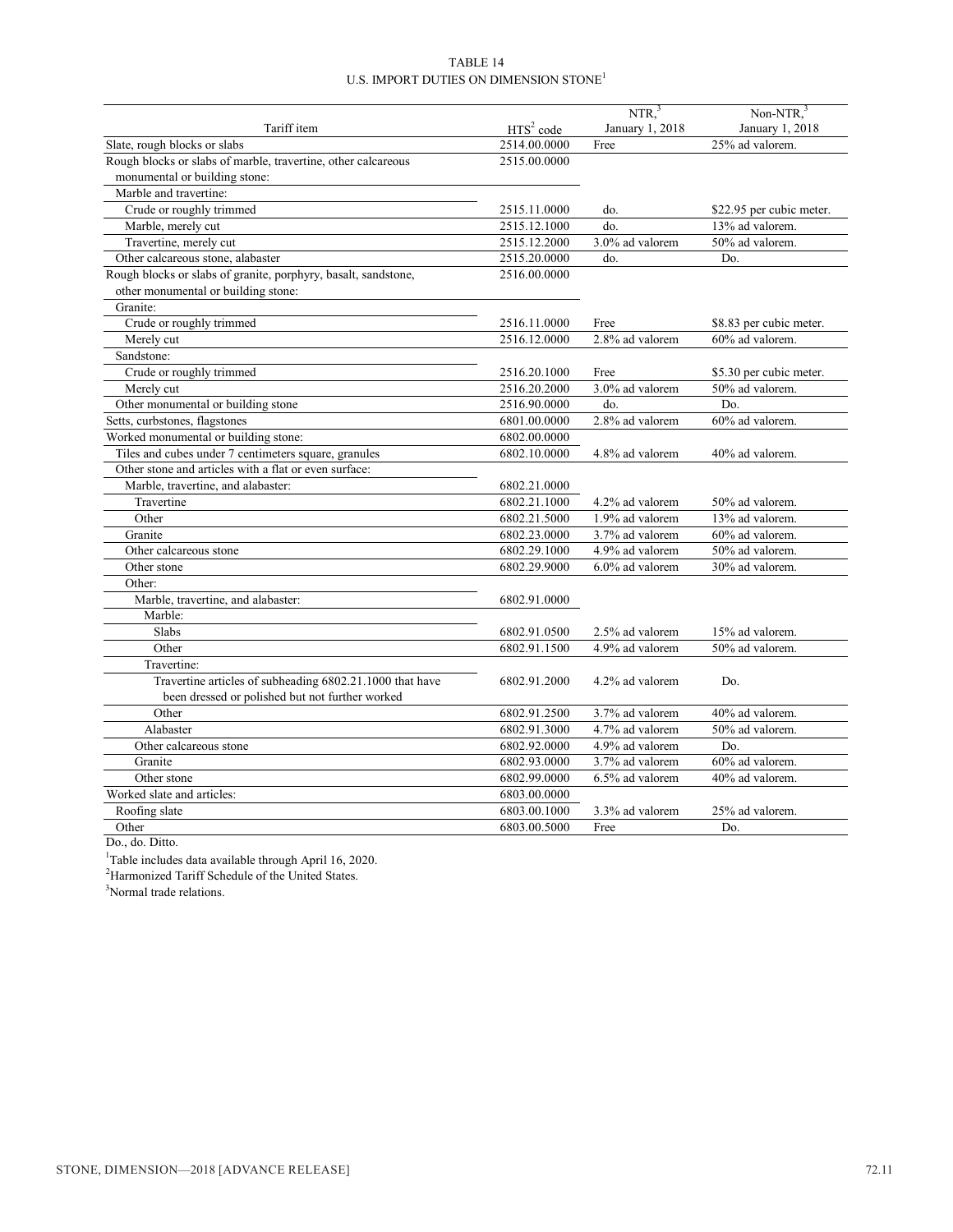TABLE 14
U.S. IMPORT DUTIES ON DIMENSION STONE[1]

| Tariff item | HTS[2] code | NTR,[3] January 1, 2018 | Non-NTR,[3] January 1, 2018 |
|---|---|---|---|
| Slate, rough blocks or slabs | 2514.00.0000 | Free | 25% ad valorem. |
| Rough blocks or slabs of marble, travertine, other calcareous monumental or building stone: | 2515.00.0000 | | |
| Marble and travertine: | | | |
| Crude or roughly trimmed | 2515.11.0000 | do. | $22.95 per cubic meter. |
| Marble, merely cut | 2515.12.1000 | do. | 13% ad valorem. |
| Travertine, merely cut | 2515.12.2000 | 3.0% ad valorem | 50% ad valorem. |
| Other calcareous stone, alabaster | 2515.20.0000 | do. | Do. |
| Rough blocks or slabs of granite, porphyry, basalt, sandstone, other monumental or building stone: | 2516.00.0000 | | |
| Granite: | | | |
| Crude or roughly trimmed | 2516.11.0000 | Free | $8.83 per cubic meter. |
| Merely cut | 2516.12.0000 | 2.8% ad valorem | 60% ad valorem. |
| Sandstone: | | | |
| Crude or roughly trimmed | 2516.20.1000 | Free | $5.30 per cubic meter. |
| Merely cut | 2516.20.2000 | 3.0% ad valorem | 50% ad valorem. |
| Other monumental or building stone | 2516.90.0000 | do. | Do. |
| Setts, curbstones, flagstones | 6801.00.0000 | 2.8% ad valorem | 60% ad valorem. |
| Worked monumental or building stone: | 6802.00.0000 | | |
| Tiles and cubes under 7 centimeters square, granules | 6802.10.0000 | 4.8% ad valorem | 40% ad valorem. |
| Other stone and articles with a flat or even surface: | | | |
| Marble, travertine, and alabaster: | 6802.21.0000 | | |
| Travertine | 6802.21.1000 | 4.2% ad valorem | 50% ad valorem. |
| Other | 6802.21.5000 | 1.9% ad valorem | 13% ad valorem. |
| Granite | 6802.23.0000 | 3.7% ad valorem | 60% ad valorem. |
| Other calcareous stone | 6802.29.1000 | 4.9% ad valorem | 50% ad valorem. |
| Other stone | 6802.29.9000 | 6.0% ad valorem | 30% ad valorem. |
| Other: | | | |
| Marble, travertine, and alabaster: | 6802.91.0000 | | |
| Marble: | | | |
| Slabs | 6802.91.0500 | 2.5% ad valorem | 15% ad valorem. |
| Other | 6802.91.1500 | 4.9% ad valorem | 50% ad valorem. |
| Travertine: | | | |
| Travertine articles of subheading 6802.21.1000 that have been dressed or polished but not further worked | 6802.91.2000 | 4.2% ad valorem | Do. |
| Other | 6802.91.2500 | 3.7% ad valorem | 40% ad valorem. |
| Alabaster | 6802.91.3000 | 4.7% ad valorem | 50% ad valorem. |
| Other calcareous stone | 6802.92.0000 | 4.9% ad valorem | Do. |
| Granite | 6802.93.0000 | 3.7% ad valorem | 60% ad valorem. |
| Other stone | 6802.99.0000 | 6.5% ad valorem | 40% ad valorem. |
| Worked slate and articles: | 6803.00.0000 | | |
| Roofing slate | 6803.00.1000 | 3.3% ad valorem | 25% ad valorem. |
| Other | 6803.00.5000 | Free | Do. |

Do., do. Ditto.

[1]Table includes data available through April 16, 2020.

[2]Harmonized Tariff Schedule of the United States.

[3]Normal trade relations.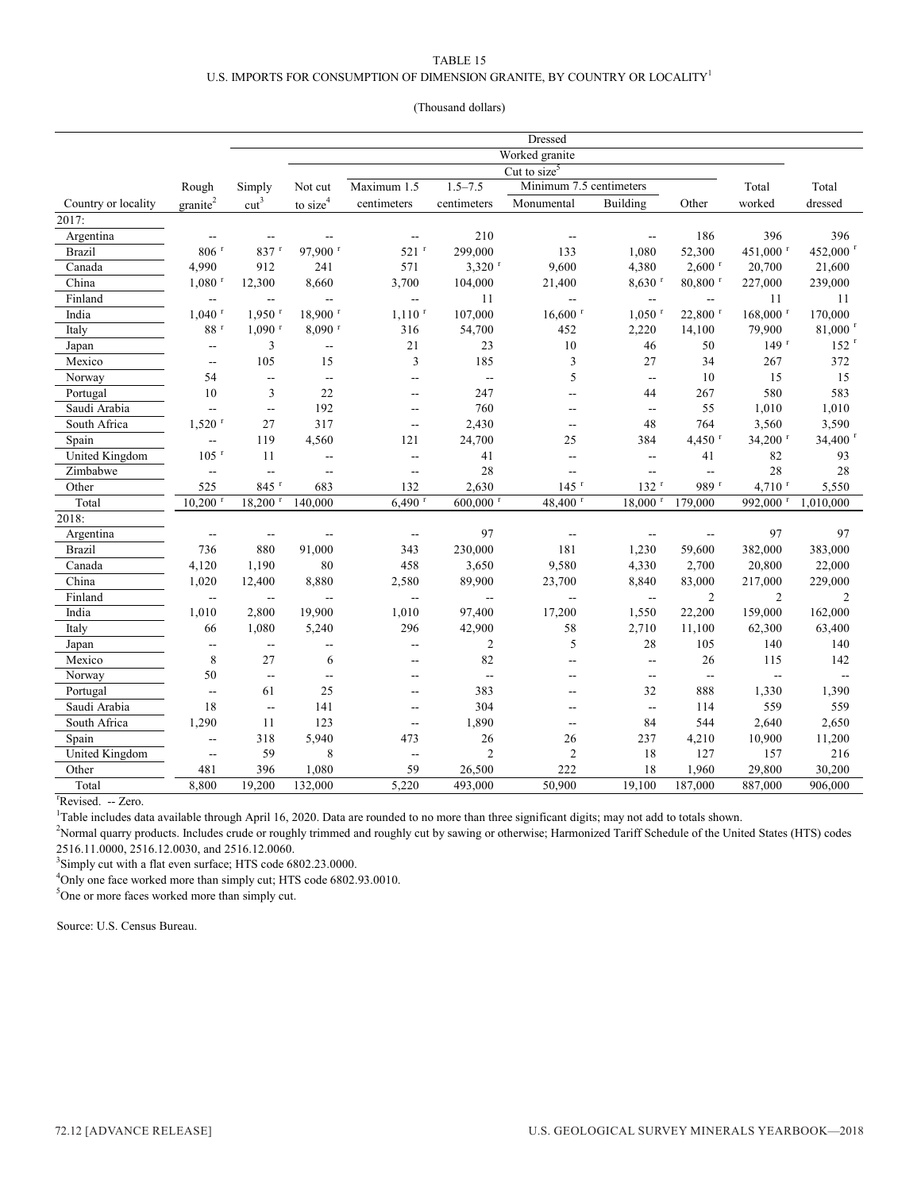TABLE 15
U.S. IMPORTS FOR CONSUMPTION OF DIMENSION GRANITE, BY COUNTRY OR LOCALITY[1]

(Thousand dollars)

| | | Dressed | | | | | | | | | |
|---|---|---|---|---|---|---|---|---|---|---|---|
| | | | Worked granite | | | | | | | | |
| | | | | Cut to size[5] | | | | | | | |
| | Rough | Simply | Not cut | Maximum 1.5 | 1.5–7.5 | Minimum 7.5 centimeters | | | Total | Total |
| Country or locality | granite[2] | cut[3] | to size[4] | centimeters | centimeters | Monumental | Building | Other | worked | dressed |
| 2017: | | | | | | | | | | |
| Argentina | -- | -- | -- | -- | 210 | -- | -- | 186 | 396 | 396 |
| Brazil | 806 r | 837 r | 97,900 r | 521 r | 299,000 | 133 | 1,080 | 52,300 | 451,000 r | 452,000 r |
| Canada | 4,990 | 912 | 241 | 571 | 3,320 r | 9,600 | 4,380 | 2,600 r | 20,700 | 21,600 |
| China | 1,080 r | 12,300 | 8,660 | 3,700 | 104,000 | 21,400 | 8,630 r | 80,800 r | 227,000 | 239,000 |
| Finland | -- | -- | -- | -- | 11 | -- | -- | -- | 11 | 11 |
| India | 1,040 r | 1,950 r | 18,900 r | 1,110 r | 107,000 | 16,600 r | 1,050 r | 22,800 r | 168,000 r | 170,000 |
| Italy | 88 r | 1,090 r | 8,090 r | 316 | 54,700 | 452 | 2,220 | 14,100 | 79,900 | 81,000 r |
| Japan | -- | 3 | -- | 21 | 23 | 10 | 46 | 50 | 149 r | 152 r |
| Mexico | -- | 105 | 15 | 3 | 185 | 3 | 27 | 34 | 267 | 372 |
| Norway | 54 | -- | -- | -- | -- | 5 | -- | 10 | 15 | 15 |
| Portugal | 10 | 3 | 22 | -- | 247 | -- | 44 | 267 | 580 | 583 |
| Saudi Arabia | -- | -- | 192 | -- | 760 | -- | -- | 55 | 1,010 | 1,010 |
| South Africa | 1,520 r | 27 | 317 | -- | 2,430 | -- | 48 | 764 | 3,560 | 3,590 |
| Spain | -- | 119 | 4,560 | 121 | 24,700 | 25 | 384 | 4,450 r | 34,200 r | 34,400 r |
| United Kingdom | 105 r | 11 | -- | -- | 41 | -- | -- | 41 | 82 | 93 |
| Zimbabwe | -- | -- | -- | -- | 28 | -- | -- | -- | 28 | 28 |
| Other | 525 | 845 r | 683 | 132 | 2,630 | 145 r | 132 r | 989 r | 4,710 r | 5,550 |
| Total | 10,200 r | 18,200 r | 140,000 | 6,490 r | 600,000 r | 48,400 r | 18,000 r | 179,000 | 992,000 r | 1,010,000 |
| 2018: | | | | | | | | | | |
| Argentina | -- | -- | -- | -- | 97 | -- | -- | -- | 97 | 97 |
| Brazil | 736 | 880 | 91,000 | 343 | 230,000 | 181 | 1,230 | 59,600 | 382,000 | 383,000 |
| Canada | 4,120 | 1,190 | 80 | 458 | 3,650 | 9,580 | 4,330 | 2,700 | 20,800 | 22,000 |
| China | 1,020 | 12,400 | 8,880 | 2,580 | 89,900 | 23,700 | 8,840 | 83,000 | 217,000 | 229,000 |
| Finland | -- | -- | -- | -- | -- | -- | -- | 2 | 2 | 2 |
| India | 1,010 | 2,800 | 19,900 | 1,010 | 97,400 | 17,200 | 1,550 | 22,200 | 159,000 | 162,000 |
| Italy | 66 | 1,080 | 5,240 | 296 | 42,900 | 58 | 2,710 | 11,100 | 62,300 | 63,400 |
| Japan | -- | -- | -- | -- | 2 | 5 | 28 | 105 | 140 | 140 |
| Mexico | 8 | 27 | 6 | -- | 82 | -- | -- | 26 | 115 | 142 |
| Norway | 50 | -- | -- | -- | -- | -- | -- | -- | -- | -- |
| Portugal | -- | 61 | 25 | -- | 383 | -- | 32 | 888 | 1,330 | 1,390 |
| Saudi Arabia | 18 | -- | 141 | -- | 304 | -- | -- | 114 | 559 | 559 |
| South Africa | 1,290 | 11 | 123 | -- | 1,890 | -- | 84 | 544 | 2,640 | 2,650 |
| Spain | -- | 318 | 5,940 | 473 | 26 | 26 | 237 | 4,210 | 10,900 | 11,200 |
| United Kingdom | -- | 59 | 8 | -- | 2 | 2 | 18 | 127 | 157 | 216 |
| Other | 481 | 396 | 1,080 | 59 | 26,500 | 222 | 18 | 1,960 | 29,800 | 30,200 |
| Total | 8,800 | 19,200 | 132,000 | 5,220 | 493,000 | 50,900 | 19,100 | 187,000 | 887,000 | 906,000 |

rRevised. -- Zero.

[1]Table includes data available through April 16, 2020. Data are rounded to no more than three significant digits; may not add to totals shown.

[2]Normal quarry products. Includes crude or roughly trimmed and roughly cut by sawing or otherwise; Harmonized Tariff Schedule of the United States (HTS) codes 2516.11.0000, 2516.12.0030, and 2516.12.0060.

[3]Simply cut with a flat even surface; HTS code 6802.23.0000.

[4]Only one face worked more than simply cut; HTS code 6802.93.0010.

[5]One or more faces worked more than simply cut.

Source: U.S. Census Bureau.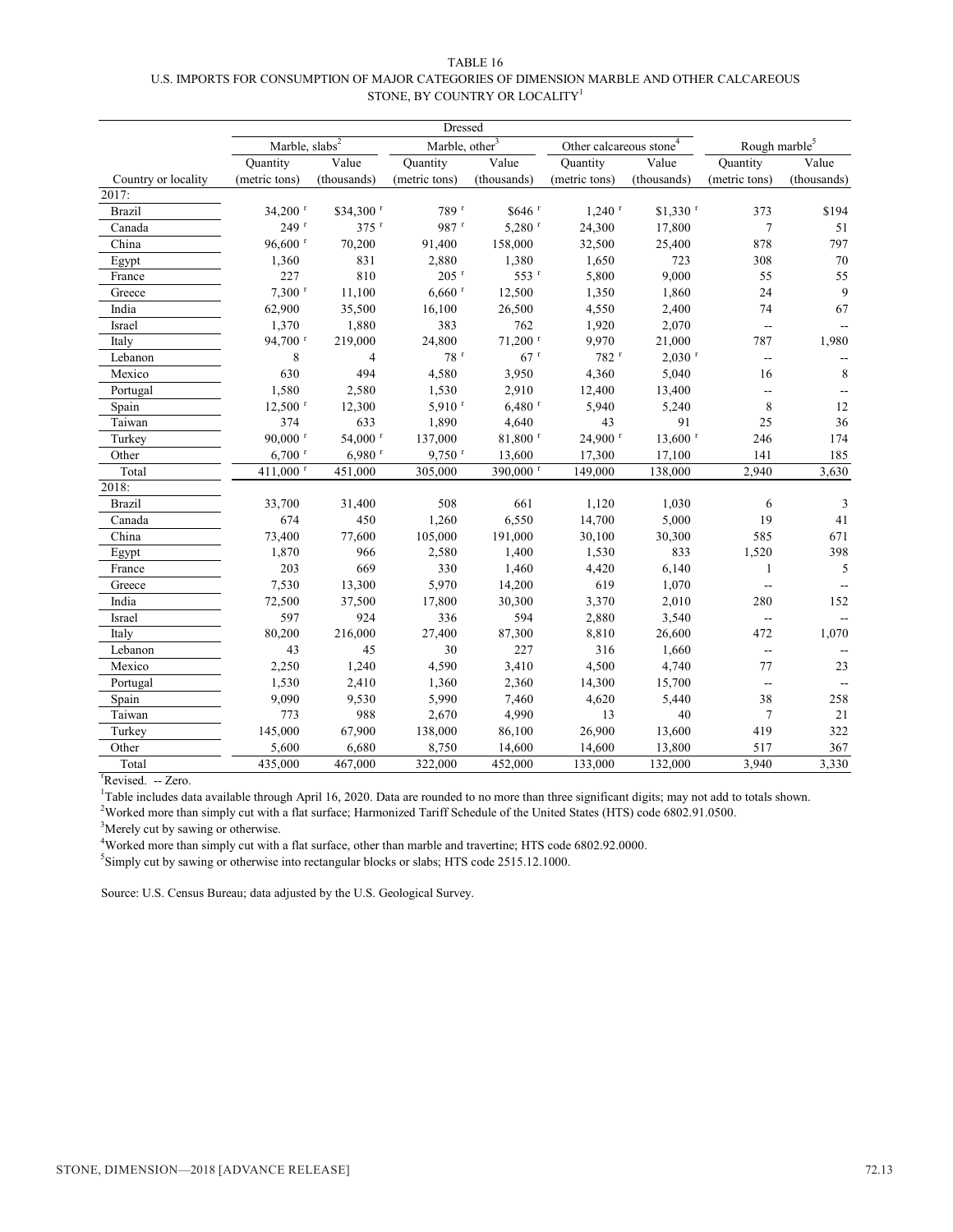TABLE 16

U.S. IMPORTS FOR CONSUMPTION OF MAJOR CATEGORIES OF DIMENSION MARBLE AND OTHER CALCAREOUS STONE, BY COUNTRY OR LOCALITY[1]

| | Dressed | | | | | | | |
|---|---|---|---|---|---|---|---|---|
| | Marble, slabs[2] | | Marble, other[3] | | Other calcareous stone[4] | | Rough marble[5] | |
| | Quantity | Value | Quantity | Value | Quantity | Value | Quantity | Value |
| Country or locality | (metric tons) | (thousands) | (metric tons) | (thousands) | (metric tons) | (thousands) | (metric tons) | (thousands) |
| 2017: | | | | | | | | |
| Brazil | 34,200 r | $34,300 r | 789 r | $646 r | 1,240 r | $1,330 r | 373 | $194 |
| Canada | 249 r | 375 r | 987 r | 5,280 r | 24,300 | 17,800 | 7 | 51 |
| China | 96,600 r | 70,200 | 91,400 | 158,000 | 32,500 | 25,400 | 878 | 797 |
| Egypt | 1,360 | 831 | 2,880 | 1,380 | 1,650 | 723 | 308 | 70 |
| France | 227 | 810 | 205 r | 553 r | 5,800 | 9,000 | 55 | 55 |
| Greece | 7,300 r | 11,100 | 6,660 r | 12,500 | 1,350 | 1,860 | 24 | 9 |
| India | 62,900 | 35,500 | 16,100 | 26,500 | 4,550 | 2,400 | 74 | 67 |
| Israel | 1,370 | 1,880 | 383 | 762 | 1,920 | 2,070 | -- | -- |
| Italy | 94,700 r | 219,000 | 24,800 | 71,200 r | 9,970 | 21,000 | 787 | 1,980 |
| Lebanon | 8 | 4 | 78 r | 67 r | 782 r | 2,030 r | -- | -- |
| Mexico | 630 | 494 | 4,580 | 3,950 | 4,360 | 5,040 | 16 | 8 |
| Portugal | 1,580 | 2,580 | 1,530 | 2,910 | 12,400 | 13,400 | -- | -- |
| Spain | 12,500 r | 12,300 | 5,910 r | 6,480 r | 5,940 | 5,240 | 8 | 12 |
| Taiwan | 374 | 633 | 1,890 | 4,640 | 43 | 91 | 25 | 36 |
| Turkey | 90,000 r | 54,000 r | 137,000 | 81,800 r | 24,900 r | 13,600 r | 246 | 174 |
| Other | 6,700 r | 6,980 r | 9,750 r | 13,600 | 17,300 | 17,100 | 141 | 185 |
| Total | 411,000 r | 451,000 | 305,000 | 390,000 r | 149,000 | 138,000 | 2,940 | 3,630 |
| 2018: | | | | | | | | |
| Brazil | 33,700 | 31,400 | 508 | 661 | 1,120 | 1,030 | 6 | 3 |
| Canada | 674 | 450 | 1,260 | 6,550 | 14,700 | 5,000 | 19 | 41 |
| China | 73,400 | 77,600 | 105,000 | 191,000 | 30,100 | 30,300 | 585 | 671 |
| Egypt | 1,870 | 966 | 2,580 | 1,400 | 1,530 | 833 | 1,520 | 398 |
| France | 203 | 669 | 330 | 1,460 | 4,420 | 6,140 | 1 | 5 |
| Greece | 7,530 | 13,300 | 5,970 | 14,200 | 619 | 1,070 | -- | -- |
| India | 72,500 | 37,500 | 17,800 | 30,300 | 3,370 | 2,010 | 280 | 152 |
| Israel | 597 | 924 | 336 | 594 | 2,880 | 3,540 | -- | -- |
| Italy | 80,200 | 216,000 | 27,400 | 87,300 | 8,810 | 26,600 | 472 | 1,070 |
| Lebanon | 43 | 45 | 30 | 227 | 316 | 1,660 | -- | -- |
| Mexico | 2,250 | 1,240 | 4,590 | 3,410 | 4,500 | 4,740 | 77 | 23 |
| Portugal | 1,530 | 2,410 | 1,360 | 2,360 | 14,300 | 15,700 | -- | -- |
| Spain | 9,090 | 9,530 | 5,990 | 7,460 | 4,620 | 5,440 | 38 | 258 |
| Taiwan | 773 | 988 | 2,670 | 4,990 | 13 | 40 | 7 | 21 |
| Turkey | 145,000 | 67,900 | 138,000 | 86,100 | 26,900 | 13,600 | 419 | 322 |
| Other | 5,600 | 6,680 | 8,750 | 14,600 | 14,600 | 13,800 | 517 | 367 |
| Total | 435,000 | 467,000 | 322,000 | 452,000 | 133,000 | 132,000 | 3,940 | 3,330 |

r Revised. -- Zero.

[1] Table includes data available through April 16, 2020. Data are rounded to no more than three significant digits; may not add to totals shown.

[2] Worked more than simply cut with a flat surface; Harmonized Tariff Schedule of the United States (HTS) code 6802.91.0500.

[3] Merely cut by sawing or otherwise.

[4] Worked more than simply cut with a flat surface, other than marble and travertine; HTS code 6802.92.0000.

[5] Simply cut by sawing or otherwise into rectangular blocks or slabs; HTS code 2515.12.1000.

Source: U.S. Census Bureau; data adjusted by the U.S. Geological Survey.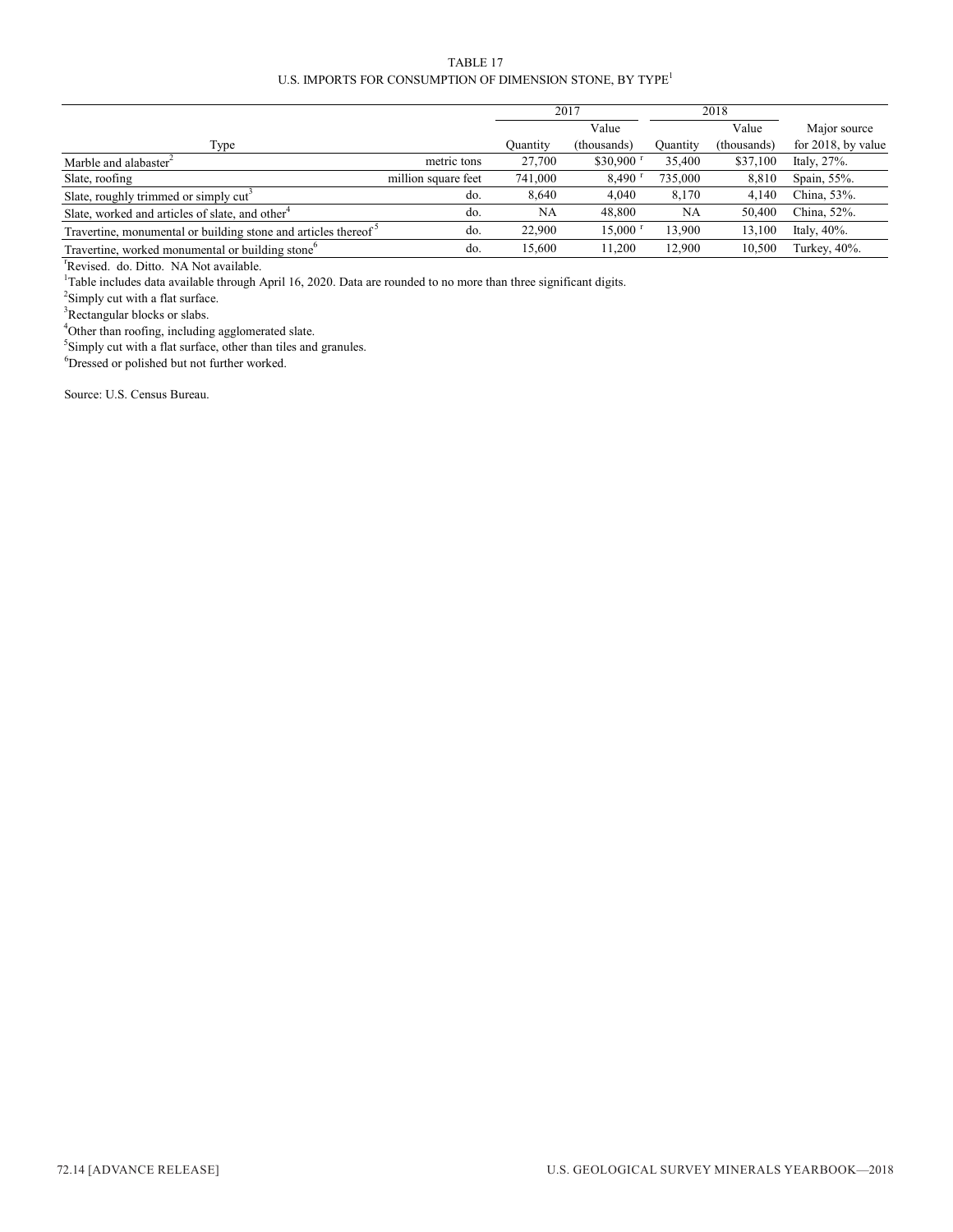TABLE 17
U.S. IMPORTS FOR CONSUMPTION OF DIMENSION STONE, BY TYPE[1]

| Type | | 2017 | | 2018 | | Major source |
|---|---|---|---|---|---|---|
| | | Quantity | Value (thousands) | Quantity | Value (thousands) | for 2018, by value |
| Marble and alabaster[2] | metric tons | 27,700 | $30,900 r | 35,400 | $37,100 | Italy, 27%. |
| Slate, roofing | million square feet | 741,000 | 8,490 r | 735,000 | 8,810 | Spain, 55%. |
| Slate, roughly trimmed or simply cut[3] | do. | 8,640 | 4,040 | 8,170 | 4,140 | China, 53%. |
| Slate, worked and articles of slate, and other[4] | do. | NA | 48,800 | NA | 50,400 | China, 52%. |
| Travertine, monumental or building stone and articles thereof[5] | do. | 22,900 | 15,000 r | 13,900 | 13,100 | Italy, 40%. |
| Travertine, worked monumental or building stone[6] | do. | 15,600 | 11,200 | 12,900 | 10,500 | Turkey, 40%. |

r Revised. do. Ditto. NA Not available.

[1] Table includes data available through April 16, 2020. Data are rounded to no more than three significant digits.

[2] Simply cut with a flat surface.

[3] Rectangular blocks or slabs.

[4] Other than roofing, including agglomerated slate.

[5] Simply cut with a flat surface, other than tiles and granules.

[6] Dressed or polished but not further worked.

Source: U.S. Census Bureau.